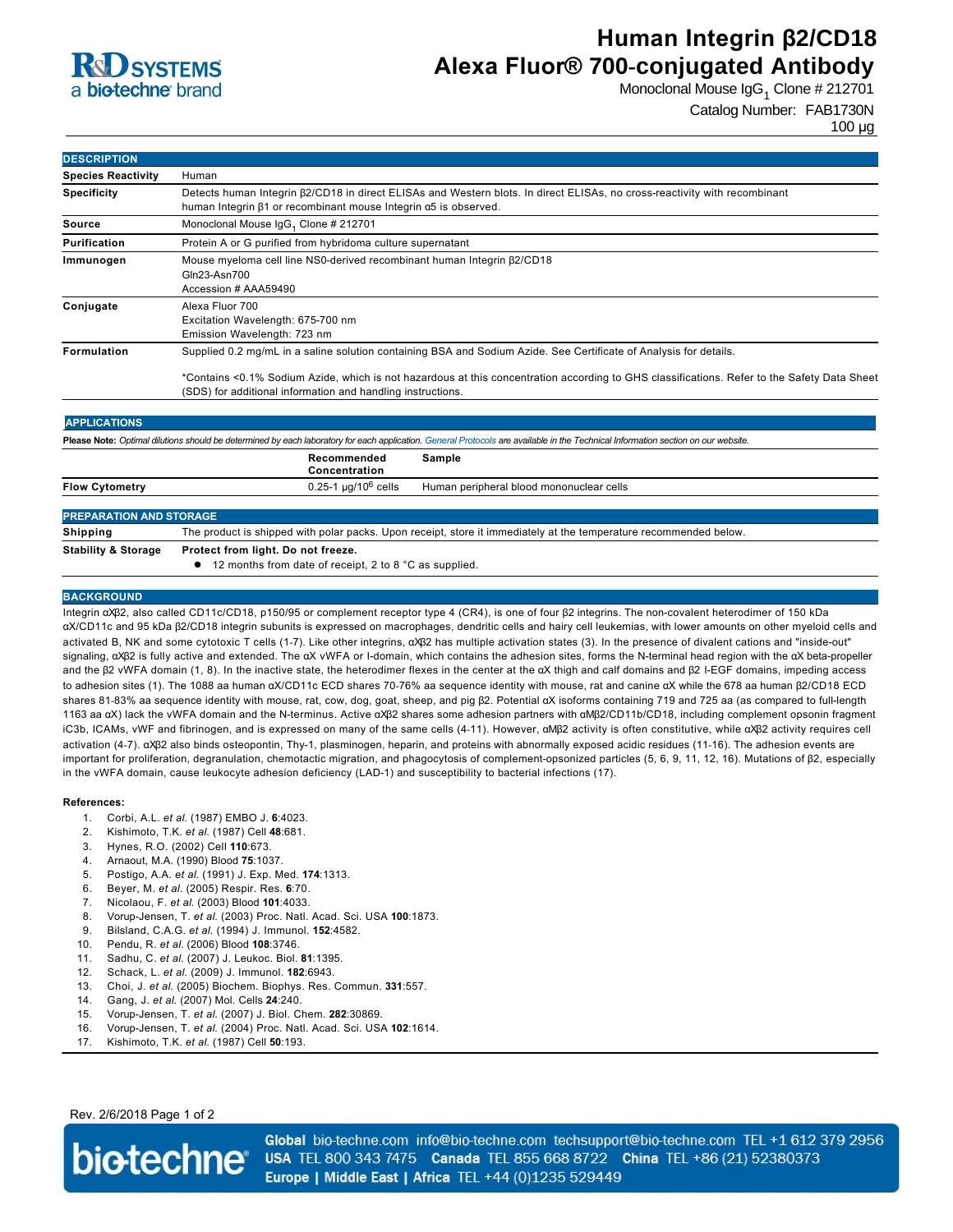# Human Integrin β2/CD18 Alexa Fluor® 700-conjugated Antibody

Monoclonal Mouse $IgG_1$ Clone # 212701

Catalog Number: FAB1730N

100 µg

## DESCRIPTION

| | |
|---|---|
| **Species Reactivity** | Human |
| **Specificity** | Detects human Integrin β2/CD18 in direct ELISAs and Western blots. In direct ELISAs, no cross-reactivity with recombinant human Integrin β1 or recombinant mouse Integrin α5 is observed. |
| **Source** | Monoclonal Mouse $IgG_1$ Clone # 212701 |
| **Purification** | Protein A or G purified from hybridoma culture supernatant |
| **Immunogen** | Mouse myeloma cell line NS0-derived recombinant human Integrin β2/CD18<br>Gln23-Asn700<br>Accession # AAA59490 |
| **Conjugate** | Alexa Fluor 700<br>Excitation Wavelength: 675-700 nm<br>Emission Wavelength: 723 nm |
| **Formulation** | Supplied 0.2 mg/mL in a saline solution containing BSA and Sodium Azide. See Certificate of Analysis for details.<br><br>*Contains <0.1% Sodium Azide, which is not hazardous at this concentration according to GHS classifications. Refer to the Safety Data Sheet (SDS) for additional information and handling instructions. |

## APPLICATIONS

**Please Note:** *Optimal dilutions should be determined by each laboratory for each application. General Protocols are available in the Technical Information section on our website.*

| | Recommended Concentration | Sample |
|---|---|---|
| **Flow Cytometry** | 0.25-1 µg/$10^6$ cells | Human peripheral blood mononuclear cells |

## PREPARATION AND STORAGE

| | |
|---|---|
| **Shipping** | The product is shipped with polar packs. Upon receipt, store it immediately at the temperature recommended below. |
| **Stability & Storage** | **Protect from light. Do not freeze.**<br>● 12 months from date of receipt, 2 to 8 °C as supplied. |

## BACKGROUND

Integrin αXβ2, also called CD11c/CD18, p150/95 or complement receptor type 4 (CR4), is one of four β2 integrins. The non-covalent heterodimer of 150 kDa αX/CD11c and 95 kDa β2/CD18 integrin subunits is expressed on macrophages, dendritic cells and hairy cell leukemias, with lower amounts on other myeloid cells and activated B, NK and some cytotoxic T cells (1-7). Like other integrins, αXβ2 has multiple activation states (3). In the presence of divalent cations and "inside-out" signaling, αXβ2 is fully active and extended. The αX vWFA or I-domain, which contains the adhesion sites, forms the N-terminal head region with the αX beta-propeller and the β2 vWFA domain (1, 8). In the inactive state, the heterodimer flexes in the center at the αX thigh and calf domains and β2 I-EGF domains, impeding access to adhesion sites (1). The 1088 aa human αX/CD11c ECD shares 70-76% aa sequence identity with mouse, rat and canine αX while the 678 aa human β2/CD18 ECD shares 81-83% aa sequence identity with mouse, rat, cow, dog, goat, sheep, and pig β2. Potential αX isoforms containing 719 and 725 aa (as compared to full-length 1163 aa αX) lack the vWFA domain and the N-terminus. Active αXβ2 shares some adhesion partners with αMβ2/CD11b/CD18, including complement opsonin fragment iC3b, ICAMs, vWF and fibrinogen, and is expressed on many of the same cells (4-11). However, αMβ2 activity is often constitutive, while αXβ2 activity requires cell activation (4-7). αXβ2 also binds osteopontin, Thy-1, plasminogen, heparin, and proteins with abnormally exposed acidic residues (11-16). The adhesion events are important for proliferation, degranulation, chemotactic migration, and phagocytosis of complement-opsonized particles (5, 6, 9, 11, 12, 16). Mutations of β2, especially in the vWFA domain, cause leukocyte adhesion deficiency (LAD-1) and susceptibility to bacterial infections (17).

**References:**

1. Corbi, A.L. *et al.* (1987) EMBO J. **6**:4023.
2. Kishimoto, T.K. *et al.* (1987) Cell **48**:681.
3. Hynes, R.O. (2002) Cell **110**:673.
4. Arnaout, M.A. (1990) Blood **75**:1037.
5. Postigo, A.A. *et al.* (1991) J. Exp. Med. **174**:1313.
6. Beyer, M. *et al.* (2005) Respir. Res. **6**:70.
7. Nicolaou, F. *et al.* (2003) Blood **101**:4033.
8. Vorup-Jensen, T. *et al.* (2003) Proc. Natl. Acad. Sci. USA **100**:1873.
9. Bilsland, C.A.G. *et al.* (1994) J. Immunol. **152**:4582.
10. Pendu, R. *et al.* (2006) Blood **108**:3746.
11. Sadhu, C. *et al.* (2007) J. Leukoc. Biol. **81**:1395.
12. Schack, L. *et al.* (2009) J. Immunol. **182**:6943.
13. Choi, J. *et al.* (2005) Biochem. Biophys. Res. Commun. **331**:557.
14. Gang, J. *et al.* (2007) Mol. Cells **24**:240.
15. Vorup-Jensen, T. *et al.* (2007) J. Biol. Chem. **282**:30869.
16. Vorup-Jensen, T. *et al.* (2004) Proc. Natl. Acad. Sci. USA **102**:1614.
17. Kishimoto, T.K. *et al.* (1987) Cell **50**:193.

Rev. 2/6/2018

**Global** bio-techne.com info@bio-techne.com techsupport@bio-techne.com TEL +1 612 379 2956 **USA** TEL 800 343 7475 **Canada** TEL 855 668 8722 **China** TEL +86 (21) 52380373 **Europe | Middle East | Africa** TEL +44 (0)1235 529449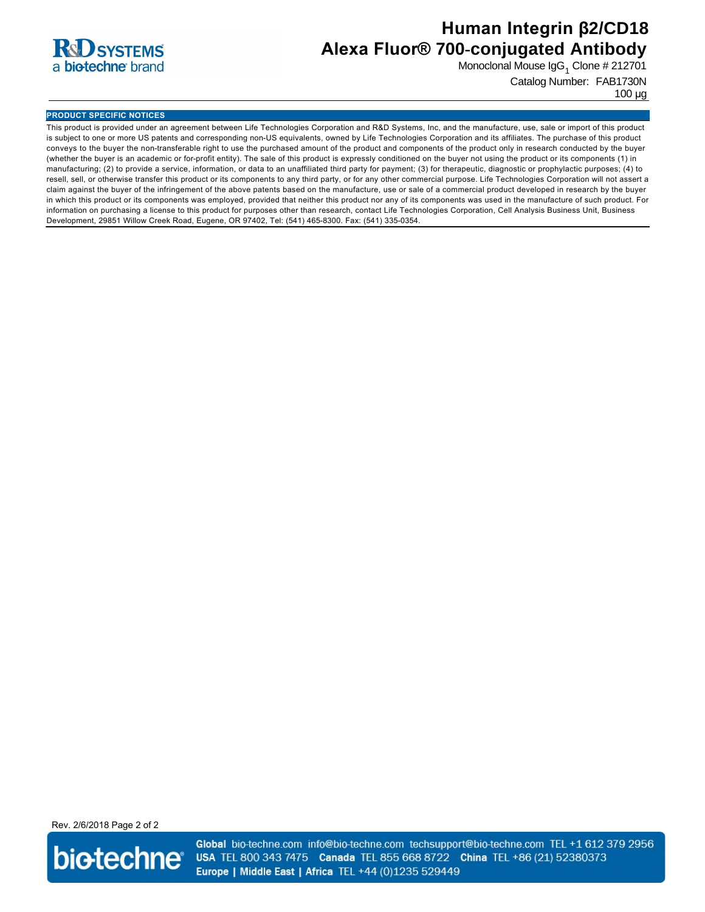# Human Integrin β2/CD18 Alexa Fluor® 700-conjugated Antibody

Monoclonal Mouse $IgG_1$ Clone # 212701

Catalog Number: FAB1730N

100 µg

## PRODUCT SPECIFIC NOTICES

This product is provided under an agreement between Life Technologies Corporation and R&D Systems, Inc, and the manufacture, use, sale or import of this product is subject to one or more US patents and corresponding non-US equivalents, owned by Life Technologies Corporation and its affiliates. The purchase of this product conveys to the buyer the non-transferable right to use the purchased amount of the product and components of the product only in research conducted by the buyer (whether the buyer is an academic or for-profit entity). The sale of this product is expressly conditioned on the buyer not using the product or its components (1) in manufacturing; (2) to provide a service, information, or data to an unaffiliated third party for payment; (3) for therapeutic, diagnostic or prophylactic purposes; (4) to resell, sell, or otherwise transfer this product or its components to any third party, or for any other commercial purpose. Life Technologies Corporation will not assert a claim against the buyer of the infringement of the above patents based on the manufacture, use or sale of a commercial product developed in research by the buyer in which this product or its components was employed, provided that neither this product nor any of its components was used in the manufacture of such product. For information on purchasing a license to this product for purposes other than research, contact Life Technologies Corporation, Cell Analysis Business Unit, Business Development, 29851 Willow Creek Road, Eugene, OR 97402, Tel: (541) 465-8300. Fax: (541) 335-0354.

Rev. 2/6/2018

**Global** bio-techne.com info@bio-techne.com techsupport@bio-techne.com TEL +1 612 379 2956
**USA** TEL 800 343 7475 **Canada** TEL 855 668 8722 **China** TEL +86 (21) 52380373
**Europe | Middle East | Africa** TEL +44 (0)1235 529449